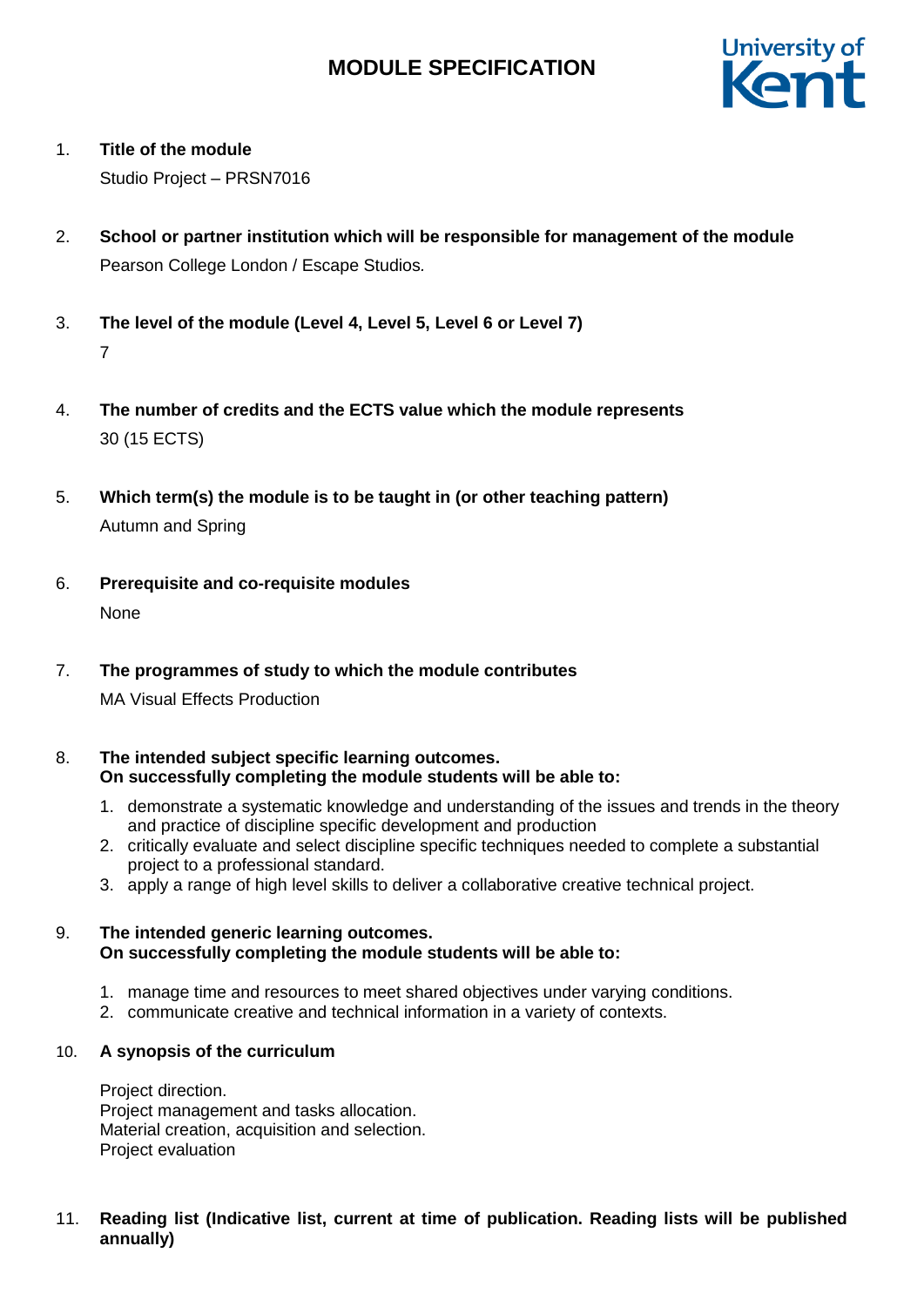# MODULE SPECIFICATION

1. **Title of the module**

   Studio Project – PRSN7016

2. **School or partner institution which will be responsible for management of the module**

   Pearson College London / Escape Studios.

3. **The level of the module (Level 4, Level 5, Level 6 or Level 7)**

   7

4. **The number of credits and the ECTS value which the module represents**

   30 (15 ECTS)

5. **Which term(s) the module is to be taught in (or other teaching pattern)**

   Autumn and Spring

6. **Prerequisite and co-requisite modules**

   None

7. **The programmes of study to which the module contributes**

   MA Visual Effects Production

8. **The intended subject specific learning outcomes.**
   **On successfully completing the module students will be able to:**

   1. demonstrate a systematic knowledge and understanding of the issues and trends in the theory and practice of discipline specific development and production
   2. critically evaluate and select discipline specific techniques needed to complete a substantial project to a professional standard.
   3. apply a range of high level skills to deliver a collaborative creative technical project.

9. **The intended generic learning outcomes.**
   **On successfully completing the module students will be able to:**

   1. manage time and resources to meet shared objectives under varying conditions.
   2. communicate creative and technical information in a variety of contexts.

10. **A synopsis of the curriculum**

    Project direction.
    Project management and tasks allocation.
    Material creation, acquisition and selection.
    Project evaluation

11. **Reading list (Indicative list, current at time of publication. Reading lists will be published annually)**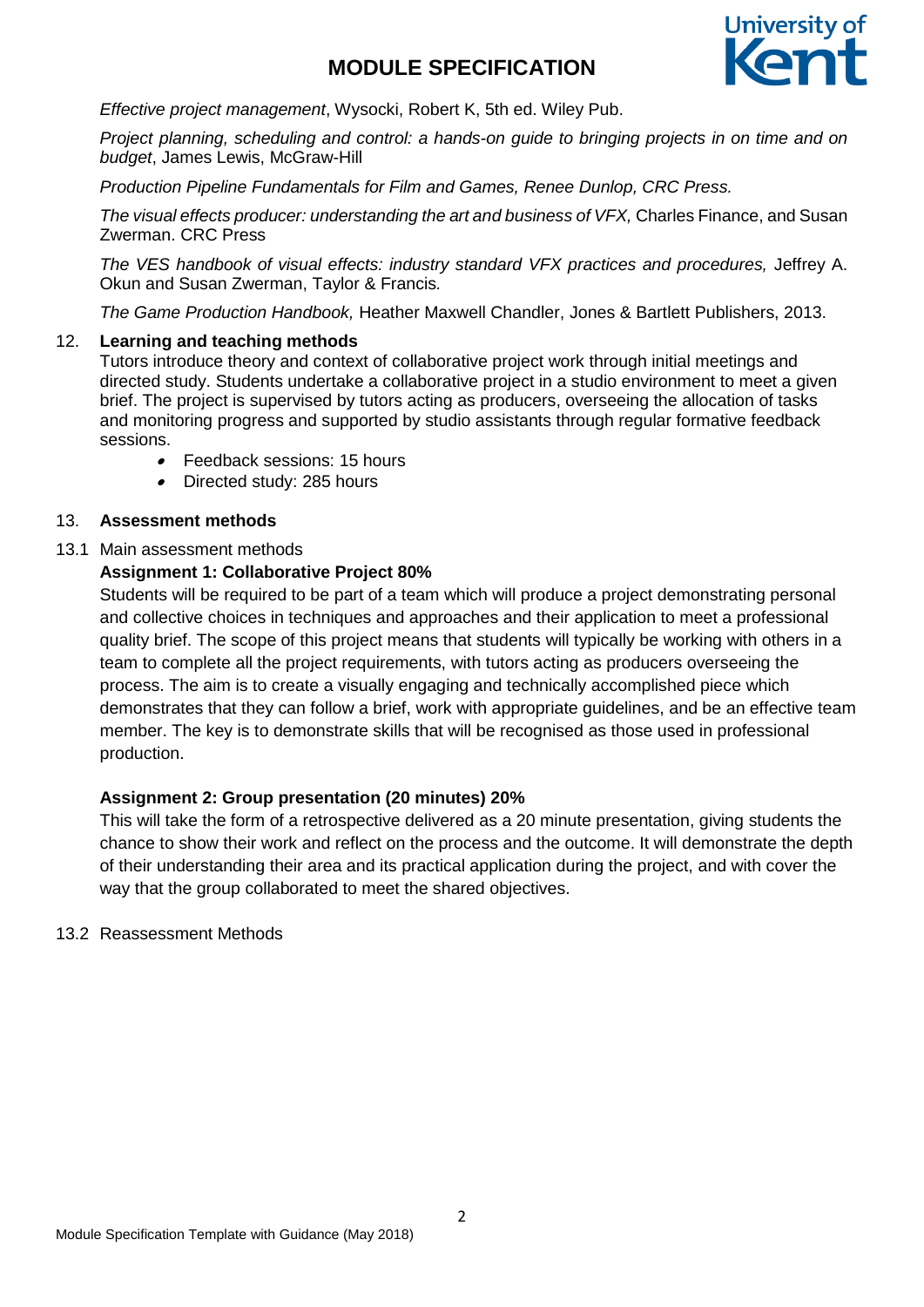*Effective project management*, Wysocki, Robert K, 5th ed. Wiley Pub.

*Project planning, scheduling and control: a hands-on guide to bringing projects in on time and on budget*, James Lewis, McGraw-Hill

*Production Pipeline Fundamentals for Film and Games, Renee Dunlop, CRC Press.*

*The visual effects producer: understanding the art and business of VFX,* Charles Finance, and Susan Zwerman. CRC Press

*The VES handbook of visual effects: industry standard VFX practices and procedures,* Jeffrey A. Okun and Susan Zwerman, Taylor & Francis*.*

*The Game Production Handbook,* Heather Maxwell Chandler, Jones & Bartlett Publishers, 2013.

12. **Learning and teaching methods**

Tutors introduce theory and context of collaborative project work through initial meetings and directed study. Students undertake a collaborative project in a studio environment to meet a given brief. The project is supervised by tutors acting as producers, overseeing the allocation of tasks and monitoring progress and supported by studio assistants through regular formative feedback sessions.

- Feedback sessions: 15 hours
- Directed study: 285 hours

13. **Assessment methods**

13.1 Main assessment methods

**Assignment 1: Collaborative Project 80%**

Students will be required to be part of a team which will produce a project demonstrating personal and collective choices in techniques and approaches and their application to meet a professional quality brief. The scope of this project means that students will typically be working with others in a team to complete all the project requirements, with tutors acting as producers overseeing the process. The aim is to create a visually engaging and technically accomplished piece which demonstrates that they can follow a brief, work with appropriate guidelines, and be an effective team member. The key is to demonstrate skills that will be recognised as those used in professional production.

**Assignment 2: Group presentation (20 minutes) 20%**

This will take the form of a retrospective delivered as a 20 minute presentation, giving students the chance to show their work and reflect on the process and the outcome. It will demonstrate the depth of their understanding their area and its practical application during the project, and with cover the way that the group collaborated to meet the shared objectives.

13.2 Reassessment Methods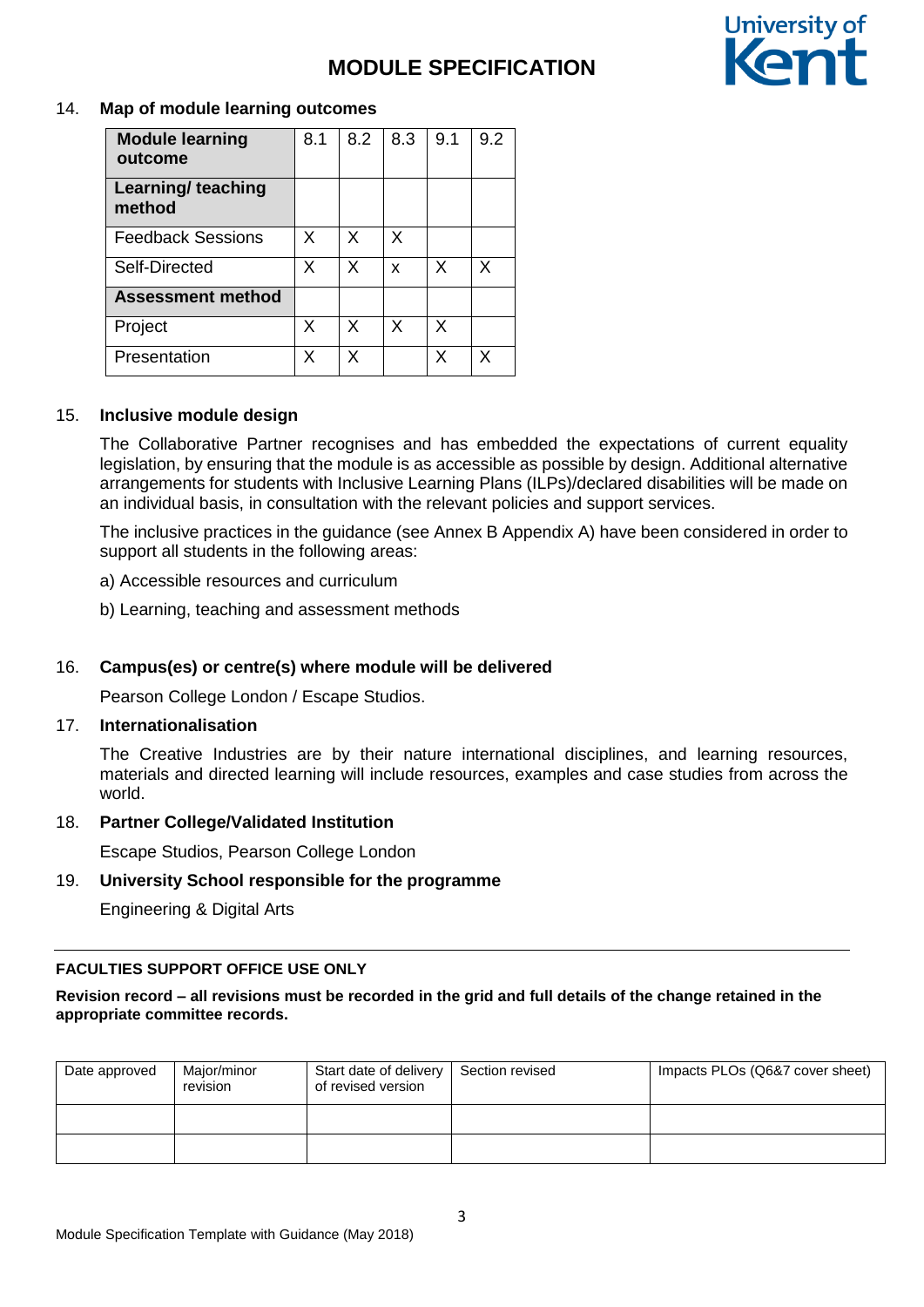## 14. Map of module learning outcomes

| Module learning outcome | 8.1 | 8.2 | 8.3 | 9.1 | 9.2 |
|---|---|---|---|---|---|
| **Learning/ teaching method** | | | | | |
| Feedback Sessions | X | X | X | | |
| Self-Directed | X | X | x | X | X |
| **Assessment method** | | | | | |
| Project | X | X | X | X | |
| Presentation | X | X | | X | X |

## 15. Inclusive module design

The Collaborative Partner recognises and has embedded the expectations of current equality legislation, by ensuring that the module is as accessible as possible by design. Additional alternative arrangements for students with Inclusive Learning Plans (ILPs)/declared disabilities will be made on an individual basis, in consultation with the relevant policies and support services.

The inclusive practices in the guidance (see Annex B Appendix A) have been considered in order to support all students in the following areas:

a) Accessible resources and curriculum

b) Learning, teaching and assessment methods

## 16. Campus(es) or centre(s) where module will be delivered

Pearson College London / Escape Studios.

## 17. Internationalisation

The Creative Industries are by their nature international disciplines, and learning resources, materials and directed learning will include resources, examples and case studies from across the world.

## 18. Partner College/Validated Institution

Escape Studios, Pearson College London

## 19. University School responsible for the programme

Engineering & Digital Arts

---

**FACULTIES SUPPORT OFFICE USE ONLY**

**Revision record – all revisions must be recorded in the grid and full details of the change retained in the appropriate committee records.**

| Date approved | Major/minor revision | Start date of delivery of revised version | Section revised | Impacts PLOs (Q6&7 cover sheet) |
|---|---|---|---|---|
| | | | | |
| | | | | |

Module Specification Template with Guidance (May 2018)